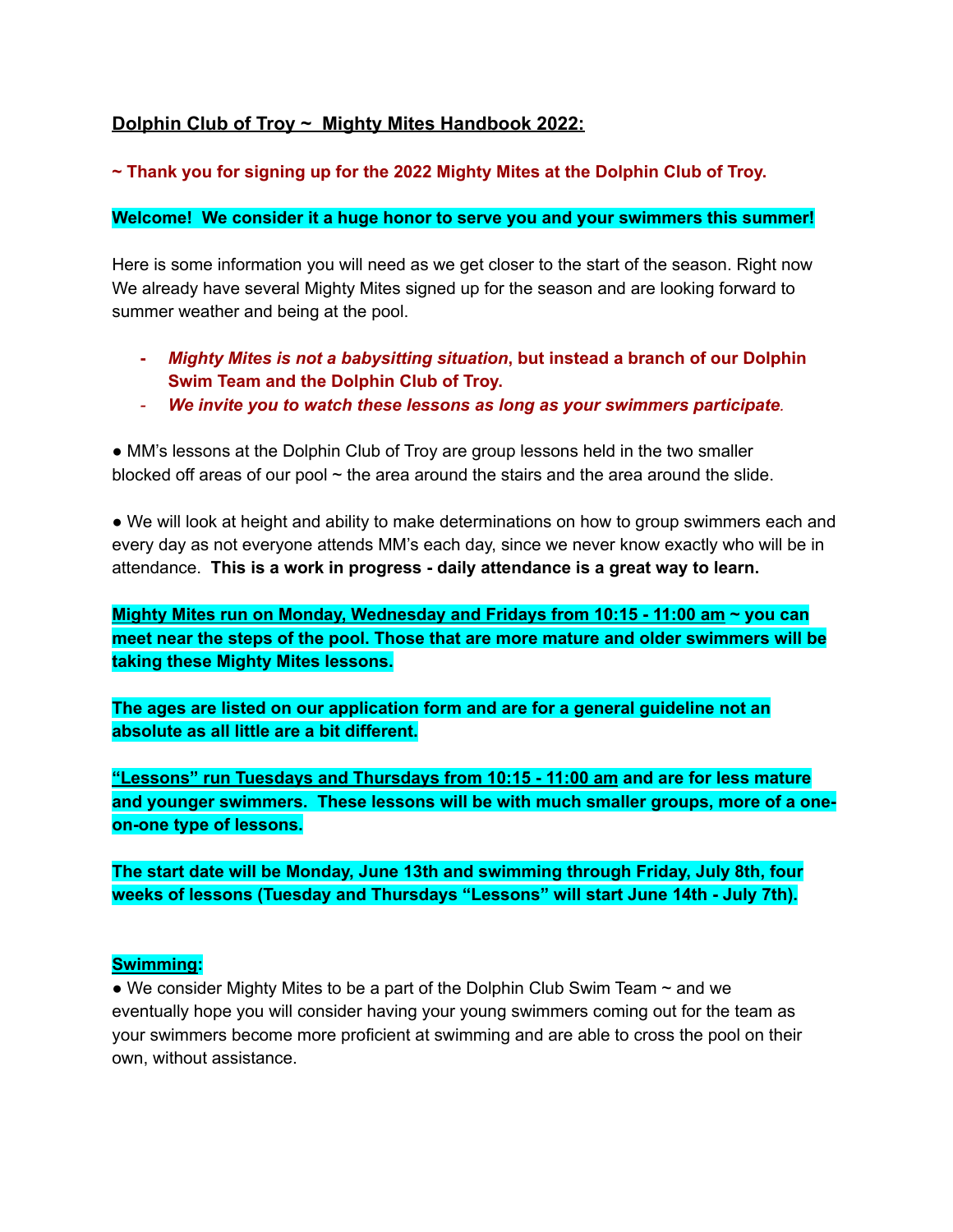**<u>Dolphin Club of Troy ~ Mighty Mites Handbook 2022:</u>**

**~ Thank you for signing up for the 2022 Mighty Mites at the Dolphin Club of Troy.**

**Welcome! We consider it a huge honor to serve you and your swimmers this summer!**

Here is some information you will need as we get closer to the start of the season. Right now We already have several Mighty Mites signed up for the season and are looking forward to summer weather and being at the pool.

- ***Mighty Mites is not a babysitting situation*, but instead a branch of our Dolphin Swim Team and the Dolphin Club of Troy.**
- ***We invite you to watch these lessons as long as your swimmers participate*.**

● MM's lessons at the Dolphin Club of Troy are group lessons held in the two smaller blocked off areas of our pool ~ the area around the stairs and the area around the slide.

● We will look at height and ability to make determinations on how to group swimmers each and every day as not everyone attends MM's each day, since we never know exactly who will be in attendance. **This is a work in progress - daily attendance is a great way to learn.**

**<u>Mighty Mites run on Monday, Wednesday and Fridays from 10:15 - 11:00 am</u> ~ you can meet near the steps of the pool. Those that are more mature and older swimmers will be taking these Mighty Mites lessons.**

**The ages are listed on our application form and are for a general guideline not an absolute as all little are a bit different.**

**<u>"Lessons" run Tuesdays and Thursdays from 10:15 - 11:00 am</u> and are for less mature and younger swimmers. These lessons will be with much smaller groups, more of a one-on-one type of lessons.**

**The start date will be Monday, June 13th and swimming through Friday, July 8th, four weeks of lessons (Tuesday and Thursdays "Lessons" will start June 14th - July 7th).**

**<u>Swimming</u>:**

● We consider Mighty Mites to be a part of the Dolphin Club Swim Team ~ and we eventually hope you will consider having your young swimmers coming out for the team as your swimmers become more proficient at swimming and are able to cross the pool on their own, without assistance.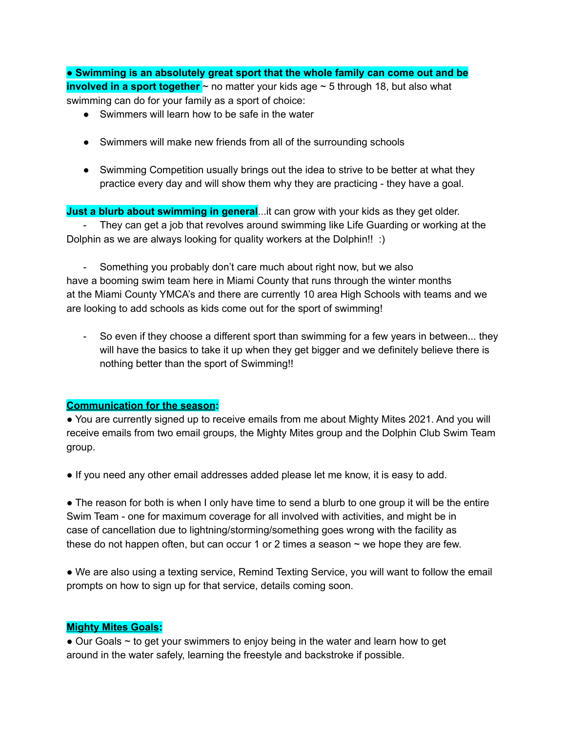● **Swimming is an absolutely great sport that the whole family can come out and be involved in a sport together** ~ no matter your kids age ~ 5 through 18, but also what swimming can do for your family as a sport of choice:

- Swimmers will learn how to be safe in the water
- Swimmers will make new friends from all of the surrounding schools
- Swimming Competition usually brings out the idea to strive to be better at what they practice every day and will show them why they are practicing - they have a goal.

**Just a blurb about swimming in general**...it can grow with your kids as they get older.

- They can get a job that revolves around swimming like Life Guarding or working at the Dolphin as we are always looking for quality workers at the Dolphin!! :)
- Something you probably don't care much about right now, but we also have a booming swim team here in Miami County that runs through the winter months at the Miami County YMCA's and there are currently 10 area High Schools with teams and we are looking to add schools as kids come out for the sport of swimming!
- So even if they choose a different sport than swimming for a few years in between... they will have the basics to take it up when they get bigger and we definitely believe there is nothing better than the sport of Swimming!!

**Communication for the season:**

● You are currently signed up to receive emails from me about Mighty Mites 2021. And you will receive emails from two email groups, the Mighty Mites group and the Dolphin Club Swim Team group.

● If you need any other email addresses added please let me know, it is easy to add.

● The reason for both is when I only have time to send a blurb to one group it will be the entire Swim Team - one for maximum coverage for all involved with activities, and might be in case of cancellation due to lightning/storming/something goes wrong with the facility as these do not happen often, but can occur 1 or 2 times a season ~ we hope they are few.

● We are also using a texting service, Remind Texting Service, you will want to follow the email prompts on how to sign up for that service, details coming soon.

**Mighty Mites Goals:**

● Our Goals ~ to get your swimmers to enjoy being in the water and learn how to get around in the water safely, learning the freestyle and backstroke if possible.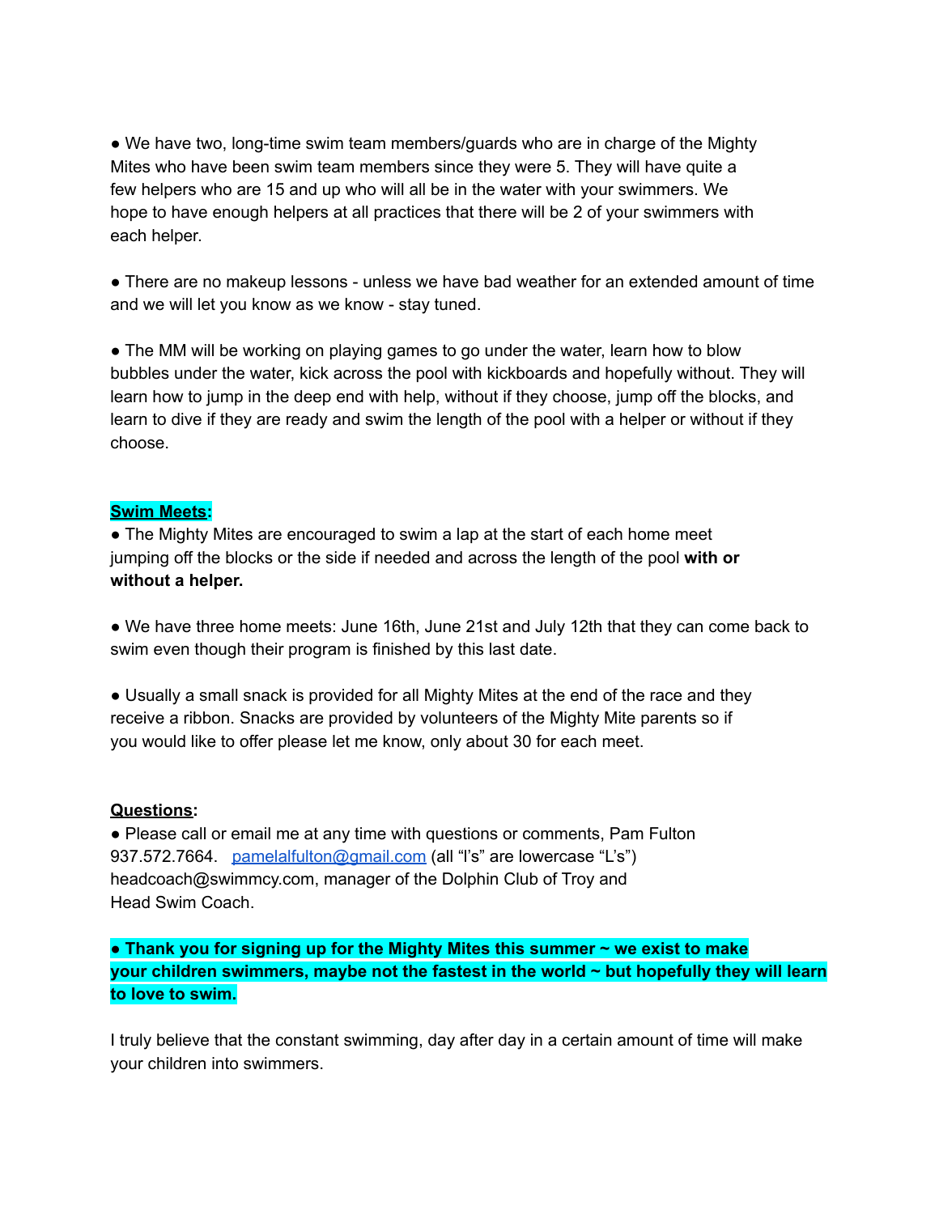- We have two, long-time swim team members/guards who are in charge of the Mighty Mites who have been swim team members since they were 5. They will have quite a few helpers who are 15 and up who will all be in the water with your swimmers. We hope to have enough helpers at all practices that there will be 2 of your swimmers with each helper.

- There are no makeup lessons - unless we have bad weather for an extended amount of time and we will let you know as we know - stay tuned.

- The MM will be working on playing games to go under the water, learn how to blow bubbles under the water, kick across the pool with kickboards and hopefully without. They will learn how to jump in the deep end with help, without if they choose, jump off the blocks, and learn to dive if they are ready and swim the length of the pool with a helper or without if they choose.

**Swim Meets:**

- The Mighty Mites are encouraged to swim a lap at the start of each home meet jumping off the blocks or the side if needed and across the length of the pool **with or without a helper.**

- We have three home meets: June 16th, June 21st and July 12th that they can come back to swim even though their program is finished by this last date.

- Usually a small snack is provided for all Mighty Mites at the end of the race and they receive a ribbon. Snacks are provided by volunteers of the Mighty Mite parents so if you would like to offer please let me know, only about 30 for each meet.

**Questions:**

- Please call or email me at any time with questions or comments, Pam Fulton 937.572.7664. [pamelalfulton@gmail.com](mailto:pamelalfulton@gmail.com) (all "l's" are lowercase "L's") headcoach@swimmcy.com, manager of the Dolphin Club of Troy and Head Swim Coach.

**● Thank you for signing up for the Mighty Mites this summer ~ we exist to make your children swimmers, maybe not the fastest in the world ~ but hopefully they will learn to love to swim.**

I truly believe that the constant swimming, day after day in a certain amount of time will make your children into swimmers.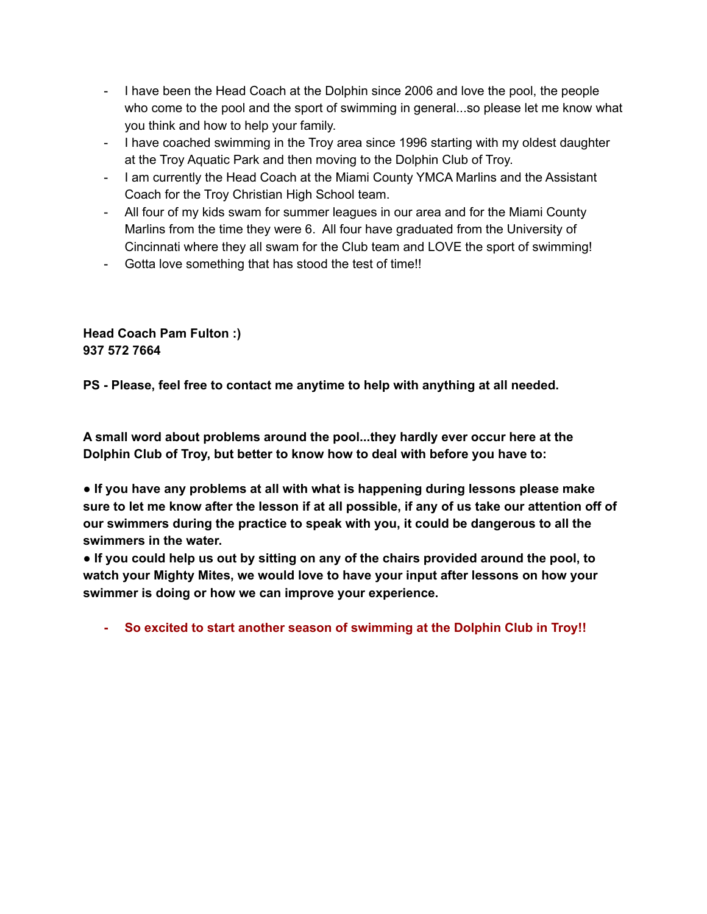- I have been the Head Coach at the Dolphin since 2006 and love the pool, the people who come to the pool and the sport of swimming in general...so please let me know what you think and how to help your family.
- I have coached swimming in the Troy area since 1996 starting with my oldest daughter at the Troy Aquatic Park and then moving to the Dolphin Club of Troy.
- I am currently the Head Coach at the Miami County YMCA Marlins and the Assistant Coach for the Troy Christian High School team.
- All four of my kids swam for summer leagues in our area and for the Miami County Marlins from the time they were 6. All four have graduated from the University of Cincinnati where they all swam for the Club team and LOVE the sport of swimming!
- Gotta love something that has stood the test of time!!

**Head Coach Pam Fulton :)**
**937 572 7664**

**PS - Please, feel free to contact me anytime to help with anything at all needed.**

**A small word about problems around the pool...they hardly ever occur here at the Dolphin Club of Troy, but better to know how to deal with before you have to:**

- **If you have any problems at all with what is happening during lessons please make sure to let me know after the lesson if at all possible, if any of us take our attention off of our swimmers during the practice to speak with you, it could be dangerous to all the swimmers in the water.**
- **If you could help us out by sitting on any of the chairs provided around the pool, to watch your Mighty Mites, we would love to have your input after lessons on how your swimmer is doing or how we can improve your experience.**

- **So excited to start another season of swimming at the Dolphin Club in Troy!!**